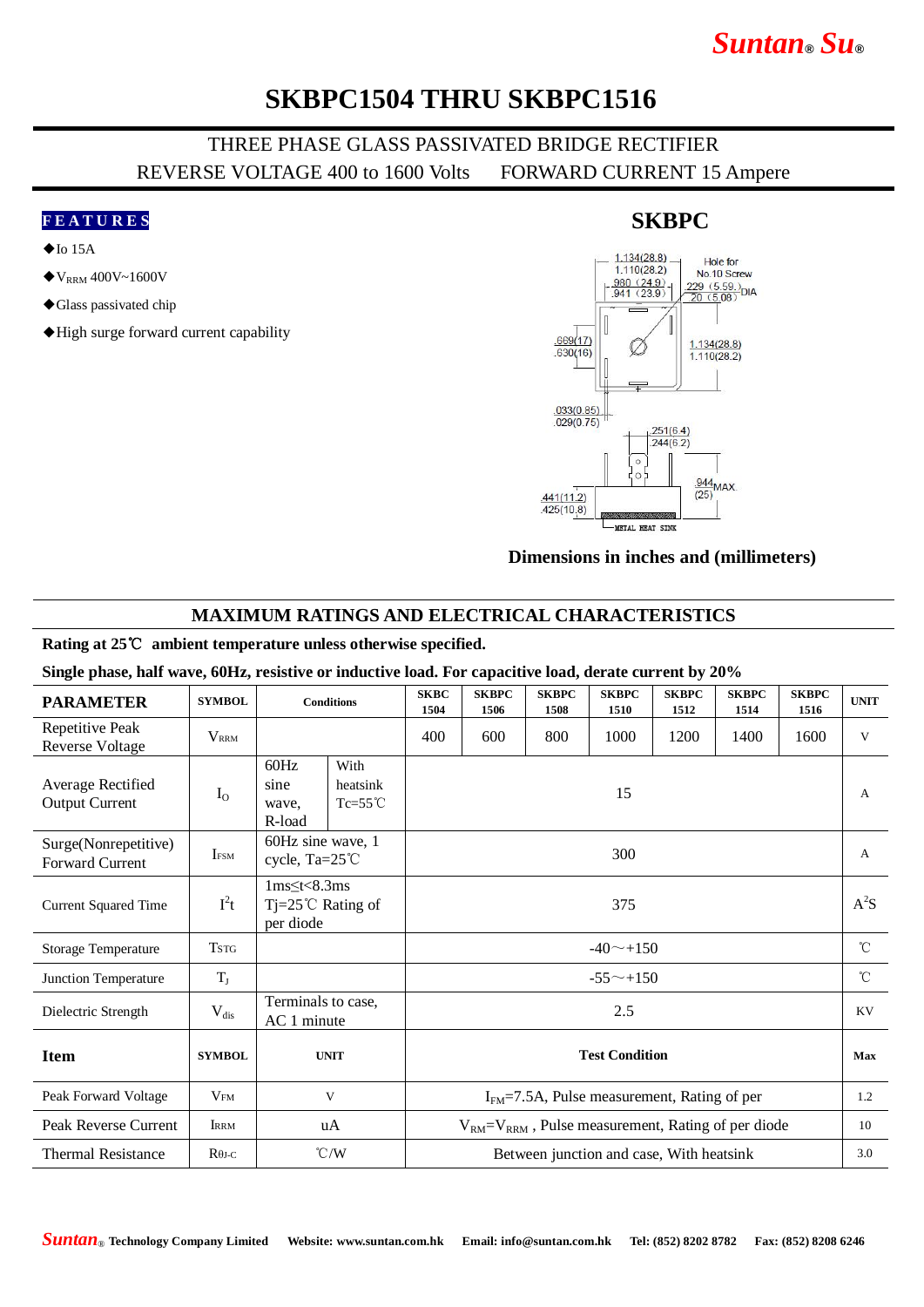# SKBPC1504 THRU SKBPC1516

THREE PHASE GLASS PASSIVATED BRIDGE RECTIFIER

REVERSE VOLTAGE 400 to 1600 Volts FORWARD CURRENT 15 Ampere

## FEATURES

- ◆Io 15A
- ◆$V_{RRM}$ 400V~1600V
- ◆Glass passivated chip
- ◆High surge forward current capability

## SKBPC

Dimensions in inches and (millimeters)

## MAXIMUM RATINGS AND ELECTRICAL CHARACTERISTICS

**Rating at 25℃ ambient temperature unless otherwise specified.**

**Single phase, half wave, 60Hz, resistive or inductive load. For capacitive load, derate current by 20%**

| PARAMETER | SYMBOL | Conditions | | SKBC 1504 | SKBPC 1506 | SKBPC 1508 | SKBPC 1510 | SKBPC 1512 | SKBPC 1514 | SKBPC 1516 | UNIT |
|---|---|---|---|---|---|---|---|---|---|---|---|
| Repetitive Peak Reverse Voltage | $V_{RRM}$ | | | 400 | 600 | 800 | 1000 | 1200 | 1400 | 1600 | V |
| Average Rectified Output Current | $I_O$ | 60Hz sine wave, R-load | With heatsink Tc=55℃ | 15 | | | | | | | A |
| Surge(Nonrepetitive) Forward Current | $I_{FSM}$ | 60Hz sine wave, 1 cycle, Ta=25℃ | | 300 | | | | | | | A |
| Current Squared Time | $I^2t$ | 1ms≤t<8.3ms Tj=25℃ Rating of per diode | | 375 | | | | | | | $A^2S$ |
| Storage Temperature | $T_{STG}$ | | | -40～+150 | | | | | | | ℃ |
| Junction Temperature | $T_J$ | | | -55～+150 | | | | | | | ℃ |
| Dielectric Strength | $V_{dis}$ | Terminals to case, AC 1 minute | | 2.5 | | | | | | | KV |
| **Item** | **SYMBOL** | **UNIT** | | **Test Condition** | | | | | | | **Max** |
| Peak Forward Voltage | $V_{FM}$ | V | | $I_{FM}$=7.5A, Pulse measurement, Rating of per | | | | | | | 1.2 |
| Peak Reverse Current | $I_{RRM}$ | uA | | $V_{RM}$=$V_{RRM}$ , Pulse measurement, Rating of per diode | | | | | | | 10 |
| Thermal Resistance | $R_{θJ-C}$ | ℃/W | | Between junction and case, With heatsink | | | | | | | 3.0 |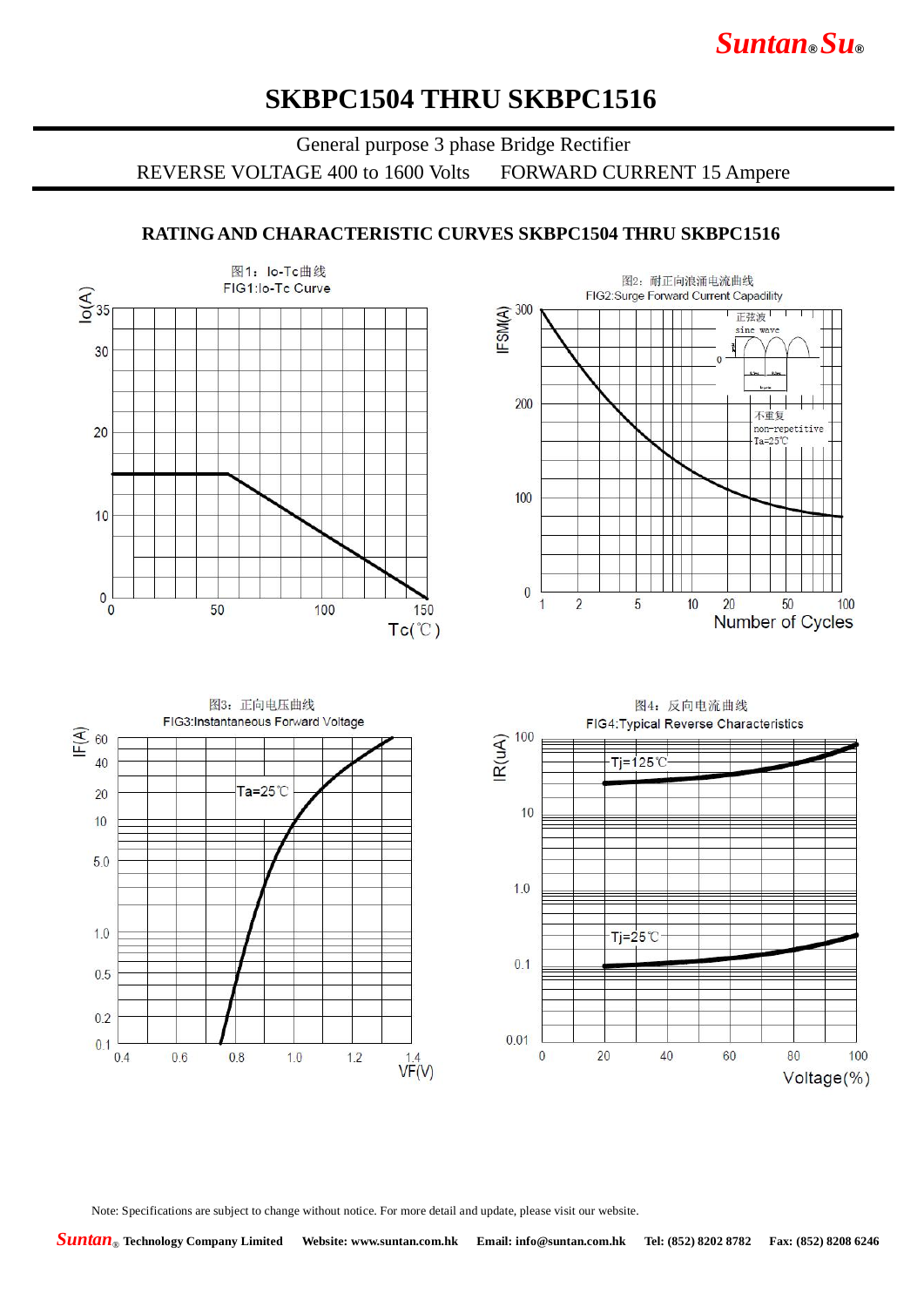# SKBPC1504 THRU SKBPC1516

General purpose 3 phase Bridge Rectifier

REVERSE VOLTAGE 400 to 1600 Volts　　FORWARD CURRENT 15 Ampere

## RATING AND CHARACTERISTIC CURVES SKBPC1504 THRU SKBPC1516

图1：Io-Tc曲线
FIG1:Io-Tc Curve

Io(A)
35
30
20
10
0
0
50
100
150
Tc(℃)

图2：耐正向浪涌电流曲线
FIG2:Surge Forward Current Capadility

IFSM(A)
300
200
100
0
1
2
5
10
20
50
100
Number of Cycles

正弦波
sine wave
0
不重复
non-repetitive
Ta=25℃

图3：正向电压曲线
FIG3:Instantaneous Forward Voltage

IF(A)
60
40
20
10
5.0
1.0
0.5
0.2
0.1
0.4
0.6
0.8
1.0
1.2
1.4
VF(V)

Ta=25℃

图4：反向电流曲线
FIG4:Typical Reverse Characteristics

IR(uA)
100
10
1.0
0.1
0.01
0
20
40
60
80
100
Voltage(%)

Tj=125℃
Tj=25℃

Note: Specifications are subject to change without notice. For more detail and update, please visit our website.

**Suntan® Technology Company Limited**　**Website: www.suntan.com.hk**　**Email: info@suntan.com.hk**　**Tel: (852) 8202 8782**　**Fax: (852) 8208 6246**